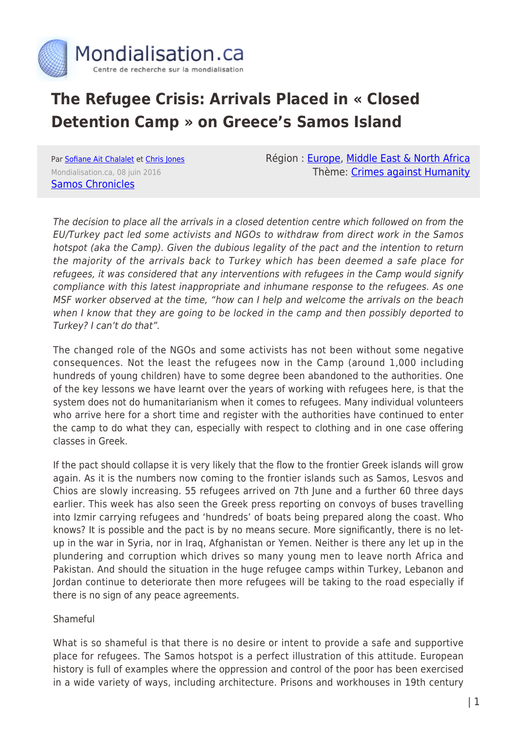# The Refugee Crisis: Arrivals Placed in « Closed Detention Camp » on Greece's Samos Island

Par [Sofiane Ait Chalalet]() et [Chris Jones]()
Mondialisation.ca, 08 juin 2016
[Samos Chronicles]()

Région : [Europe](), [Middle East & North Africa]()
Thème: [Crimes against Humanity]()

*The decision to place all the arrivals in a closed detention centre which followed on from the EU/Turkey pact led some activists and NGOs to withdraw from direct work in the Samos hotspot (aka the Camp). Given the dubious legality of the pact and the intention to return the majority of the arrivals back to Turkey which has been deemed a safe place for refugees, it was considered that any interventions with refugees in the Camp would signify compliance with this latest inappropriate and inhumane response to the refugees. As one MSF worker observed at the time, "how can I help and welcome the arrivals on the beach when I know that they are going to be locked in the camp and then possibly deported to Turkey? I can't do that".*

The changed role of the NGOs and some activists has not been without some negative consequences. Not the least the refugees now in the Camp (around 1,000 including hundreds of young children) have to some degree been abandoned to the authorities. One of the key lessons we have learnt over the years of working with refugees here, is that the system does not do humanitarianism when it comes to refugees. Many individual volunteers who arrive here for a short time and register with the authorities have continued to enter the camp to do what they can, especially with respect to clothing and in one case offering classes in Greek.

If the pact should collapse it is very likely that the flow to the frontier Greek islands will grow again. As it is the numbers now coming to the frontier islands such as Samos, Lesvos and Chios are slowly increasing. 55 refugees arrived on 7th June and a further 60 three days earlier. This week has also seen the Greek press reporting on convoys of buses travelling into Izmir carrying refugees and 'hundreds' of boats being prepared along the coast. Who knows? It is possible and the pact is by no means secure. More significantly, there is no let-up in the war in Syria, nor in Iraq, Afghanistan or Yemen. Neither is there any let up in the plundering and corruption which drives so many young men to leave north Africa and Pakistan. And should the situation in the huge refugee camps within Turkey, Lebanon and Jordan continue to deteriorate then more refugees will be taking to the road especially if there is no sign of any peace agreements.

Shameful

What is so shameful is that there is no desire or intent to provide a safe and supportive place for refugees. The Samos hotspot is a perfect illustration of this attitude. European history is full of examples where the oppression and control of the poor has been exercised in a wide variety of ways, including architecture. Prisons and workhouses in 19th century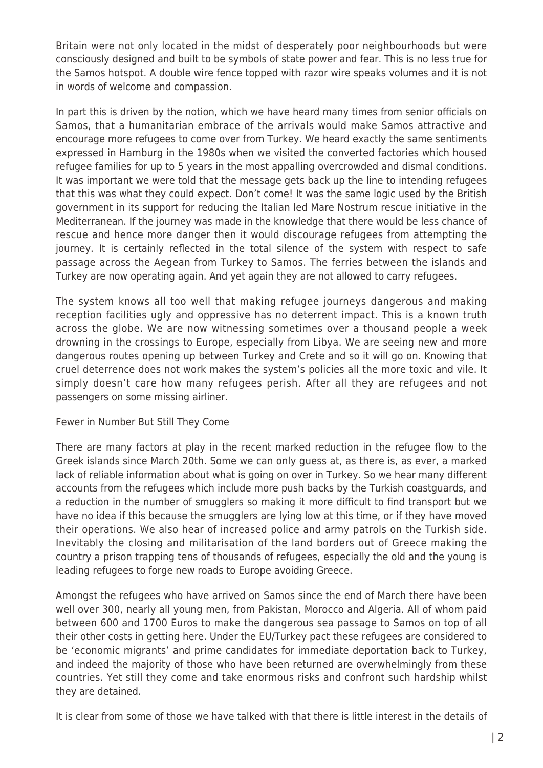Britain were not only located in the midst of desperately poor neighbourhoods but were consciously designed and built to be symbols of state power and fear. This is no less true for the Samos hotspot. A double wire fence topped with razor wire speaks volumes and it is not in words of welcome and compassion.

In part this is driven by the notion, which we have heard many times from senior officials on Samos, that a humanitarian embrace of the arrivals would make Samos attractive and encourage more refugees to come over from Turkey. We heard exactly the same sentiments expressed in Hamburg in the 1980s when we visited the converted factories which housed refugee families for up to 5 years in the most appalling overcrowded and dismal conditions. It was important we were told that the message gets back up the line to intending refugees that this was what they could expect. Don't come! It was the same logic used by the British government in its support for reducing the Italian led Mare Nostrum rescue initiative in the Mediterranean. If the journey was made in the knowledge that there would be less chance of rescue and hence more danger then it would discourage refugees from attempting the journey. It is certainly reflected in the total silence of the system with respect to safe passage across the Aegean from Turkey to Samos. The ferries between the islands and Turkey are now operating again. And yet again they are not allowed to carry refugees.

The system knows all too well that making refugee journeys dangerous and making reception facilities ugly and oppressive has no deterrent impact. This is a known truth across the globe. We are now witnessing sometimes over a thousand people a week drowning in the crossings to Europe, especially from Libya. We are seeing new and more dangerous routes opening up between Turkey and Crete and so it will go on. Knowing that cruel deterrence does not work makes the system's policies all the more toxic and vile. It simply doesn't care how many refugees perish. After all they are refugees and not passengers on some missing airliner.

Fewer in Number But Still They Come

There are many factors at play in the recent marked reduction in the refugee flow to the Greek islands since March 20th. Some we can only guess at, as there is, as ever, a marked lack of reliable information about what is going on over in Turkey. So we hear many different accounts from the refugees which include more push backs by the Turkish coastguards, and a reduction in the number of smugglers so making it more difficult to find transport but we have no idea if this because the smugglers are lying low at this time, or if they have moved their operations. We also hear of increased police and army patrols on the Turkish side. Inevitably the closing and militarisation of the land borders out of Greece making the country a prison trapping tens of thousands of refugees, especially the old and the young is leading refugees to forge new roads to Europe avoiding Greece.

Amongst the refugees who have arrived on Samos since the end of March there have been well over 300, nearly all young men, from Pakistan, Morocco and Algeria. All of whom paid between 600 and 1700 Euros to make the dangerous sea passage to Samos on top of all their other costs in getting here. Under the EU/Turkey pact these refugees are considered to be 'economic migrants' and prime candidates for immediate deportation back to Turkey, and indeed the majority of those who have been returned are overwhelmingly from these countries. Yet still they come and take enormous risks and confront such hardship whilst they are detained.

It is clear from some of those we have talked with that there is little interest in the details of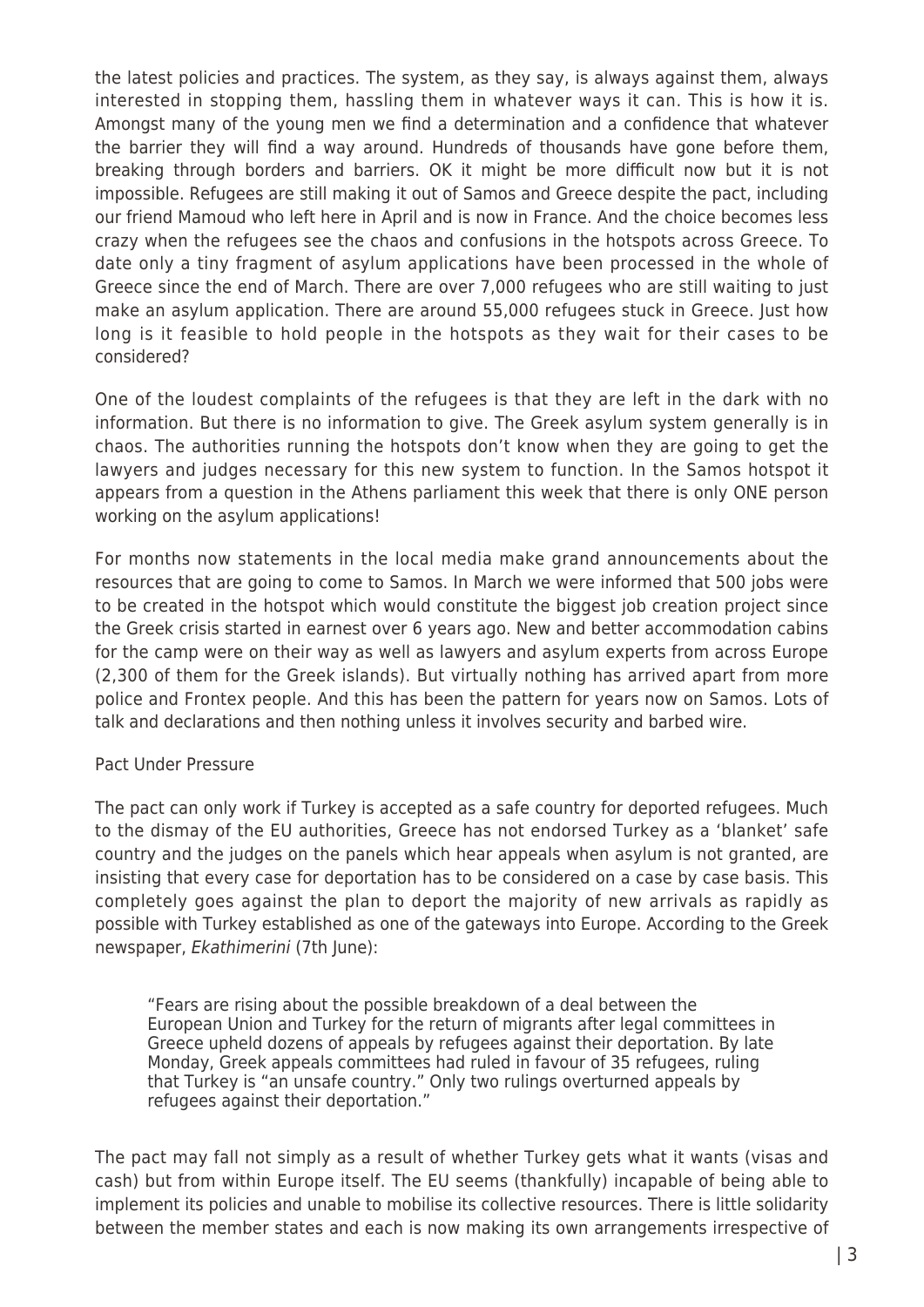the latest policies and practices. The system, as they say, is always against them, always interested in stopping them, hassling them in whatever ways it can. This is how it is. Amongst many of the young men we find a determination and a confidence that whatever the barrier they will find a way around. Hundreds of thousands have gone before them, breaking through borders and barriers. OK it might be more difficult now but it is not impossible. Refugees are still making it out of Samos and Greece despite the pact, including our friend Mamoud who left here in April and is now in France. And the choice becomes less crazy when the refugees see the chaos and confusions in the hotspots across Greece. To date only a tiny fragment of asylum applications have been processed in the whole of Greece since the end of March. There are over 7,000 refugees who are still waiting to just make an asylum application. There are around 55,000 refugees stuck in Greece. Just how long is it feasible to hold people in the hotspots as they wait for their cases to be considered?

One of the loudest complaints of the refugees is that they are left in the dark with no information. But there is no information to give. The Greek asylum system generally is in chaos. The authorities running the hotspots don't know when they are going to get the lawyers and judges necessary for this new system to function. In the Samos hotspot it appears from a question in the Athens parliament this week that there is only ONE person working on the asylum applications!

For months now statements in the local media make grand announcements about the resources that are going to come to Samos. In March we were informed that 500 jobs were to be created in the hotspot which would constitute the biggest job creation project since the Greek crisis started in earnest over 6 years ago. New and better accommodation cabins for the camp were on their way as well as lawyers and asylum experts from across Europe (2,300 of them for the Greek islands). But virtually nothing has arrived apart from more police and Frontex people. And this has been the pattern for years now on Samos. Lots of talk and declarations and then nothing unless it involves security and barbed wire.

## Pact Under Pressure

The pact can only work if Turkey is accepted as a safe country for deported refugees. Much to the dismay of the EU authorities, Greece has not endorsed Turkey as a 'blanket' safe country and the judges on the panels which hear appeals when asylum is not granted, are insisting that every case for deportation has to be considered on a case by case basis. This completely goes against the plan to deport the majority of new arrivals as rapidly as possible with Turkey established as one of the gateways into Europe. According to the Greek newspaper, *Ekathimerini* (7th June):

> "Fears are rising about the possible breakdown of a deal between the European Union and Turkey for the return of migrants after legal committees in Greece upheld dozens of appeals by refugees against their deportation. By late Monday, Greek appeals committees had ruled in favour of 35 refugees, ruling that Turkey is "an unsafe country." Only two rulings overturned appeals by refugees against their deportation."

The pact may fall not simply as a result of whether Turkey gets what it wants (visas and cash) but from within Europe itself. The EU seems (thankfully) incapable of being able to implement its policies and unable to mobilise its collective resources. There is little solidarity between the member states and each is now making its own arrangements irrespective of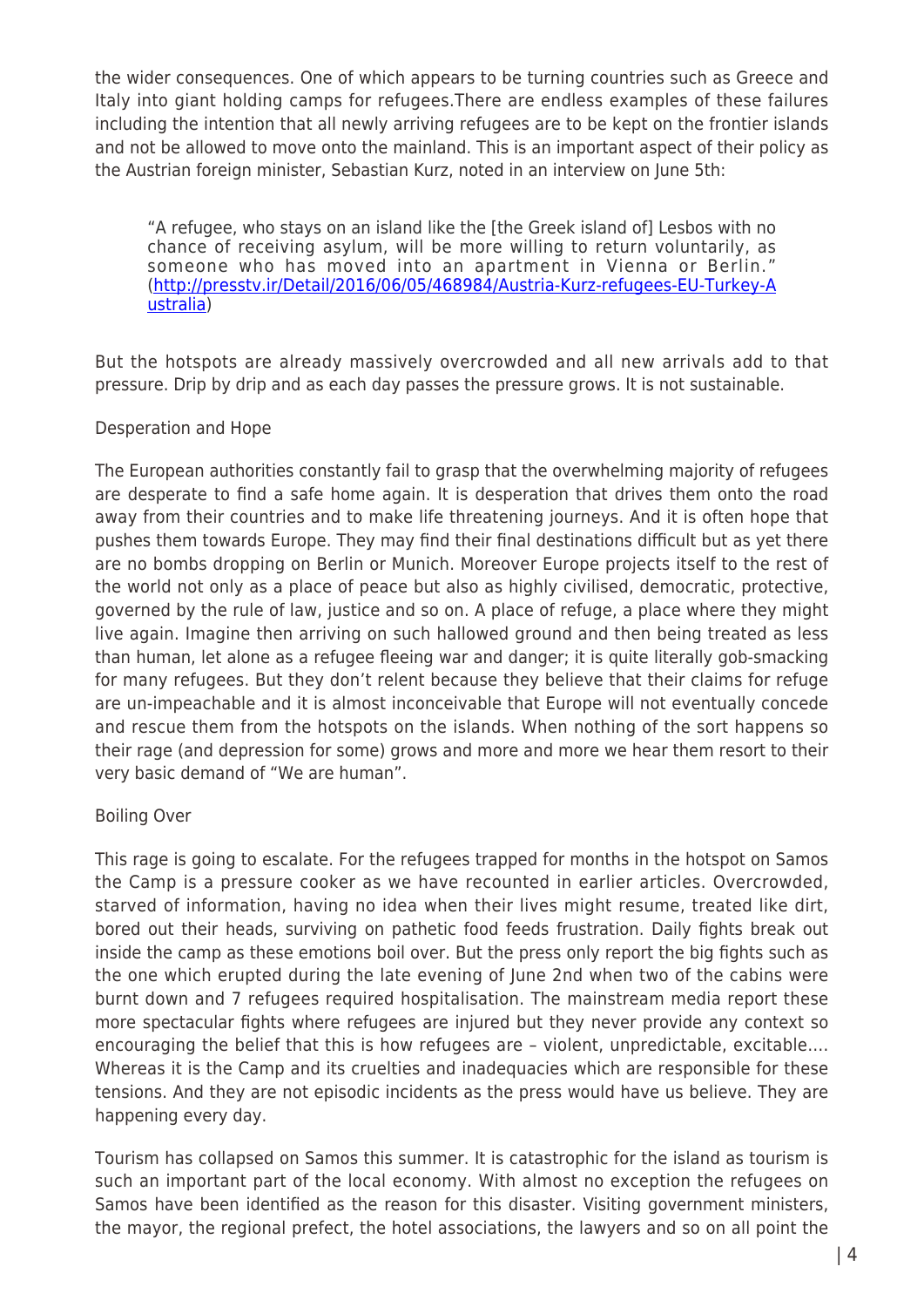the wider consequences. One of which appears to be turning countries such as Greece and Italy into giant holding camps for refugees.There are endless examples of these failures including the intention that all newly arriving refugees are to be kept on the frontier islands and not be allowed to move onto the mainland. This is an important aspect of their policy as the Austrian foreign minister, Sebastian Kurz, noted in an interview on June 5th:

> "A refugee, who stays on an island like the [the Greek island of] Lesbos with no chance of receiving asylum, will be more willing to return voluntarily, as someone who has moved into an apartment in Vienna or Berlin." (http://presstv.ir/Detail/2016/06/05/468984/Austria-Kurz-refugees-EU-Turkey-Australia)

But the hotspots are already massively overcrowded and all new arrivals add to that pressure. Drip by drip and as each day passes the pressure grows. It is not sustainable.

## Desperation and Hope

The European authorities constantly fail to grasp that the overwhelming majority of refugees are desperate to find a safe home again. It is desperation that drives them onto the road away from their countries and to make life threatening journeys. And it is often hope that pushes them towards Europe. They may find their final destinations difficult but as yet there are no bombs dropping on Berlin or Munich. Moreover Europe projects itself to the rest of the world not only as a place of peace but also as highly civilised, democratic, protective, governed by the rule of law, justice and so on. A place of refuge, a place where they might live again. Imagine then arriving on such hallowed ground and then being treated as less than human, let alone as a refugee fleeing war and danger; it is quite literally gob-smacking for many refugees. But they don't relent because they believe that their claims for refuge are un-impeachable and it is almost inconceivable that Europe will not eventually concede and rescue them from the hotspots on the islands. When nothing of the sort happens so their rage (and depression for some) grows and more and more we hear them resort to their very basic demand of "We are human".

## Boiling Over

This rage is going to escalate. For the refugees trapped for months in the hotspot on Samos the Camp is a pressure cooker as we have recounted in earlier articles. Overcrowded, starved of information, having no idea when their lives might resume, treated like dirt, bored out their heads, surviving on pathetic food feeds frustration. Daily fights break out inside the camp as these emotions boil over. But the press only report the big fights such as the one which erupted during the late evening of June 2nd when two of the cabins were burnt down and 7 refugees required hospitalisation. The mainstream media report these more spectacular fights where refugees are injured but they never provide any context so encouraging the belief that this is how refugees are – violent, unpredictable, excitable…. Whereas it is the Camp and its cruelties and inadequacies which are responsible for these tensions. And they are not episodic incidents as the press would have us believe. They are happening every day.

Tourism has collapsed on Samos this summer. It is catastrophic for the island as tourism is such an important part of the local economy. With almost no exception the refugees on Samos have been identified as the reason for this disaster. Visiting government ministers, the mayor, the regional prefect, the hotel associations, the lawyers and so on all point the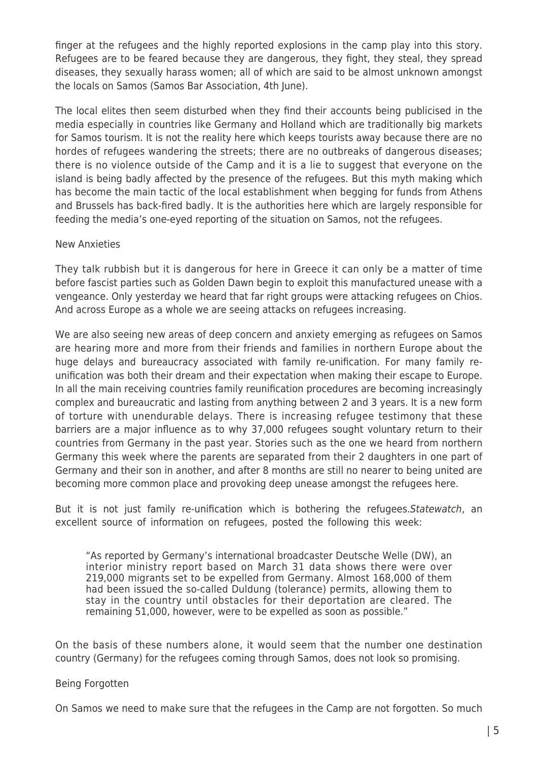finger at the refugees and the highly reported explosions in the camp play into this story. Refugees are to be feared because they are dangerous, they fight, they steal, they spread diseases, they sexually harass women; all of which are said to be almost unknown amongst the locals on Samos (Samos Bar Association, 4th June).

The local elites then seem disturbed when they find their accounts being publicised in the media especially in countries like Germany and Holland which are traditionally big markets for Samos tourism. It is not the reality here which keeps tourists away because there are no hordes of refugees wandering the streets; there are no outbreaks of dangerous diseases; there is no violence outside of the Camp and it is a lie to suggest that everyone on the island is being badly affected by the presence of the refugees. But this myth making which has become the main tactic of the local establishment when begging for funds from Athens and Brussels has back-fired badly. It is the authorities here which are largely responsible for feeding the media's one-eyed reporting of the situation on Samos, not the refugees.

## New Anxieties

They talk rubbish but it is dangerous for here in Greece it can only be a matter of time before fascist parties such as Golden Dawn begin to exploit this manufactured unease with a vengeance. Only yesterday we heard that far right groups were attacking refugees on Chios. And across Europe as a whole we are seeing attacks on refugees increasing.

We are also seeing new areas of deep concern and anxiety emerging as refugees on Samos are hearing more and more from their friends and families in northern Europe about the huge delays and bureaucracy associated with family re-unification. For many family re-unification was both their dream and their expectation when making their escape to Europe. In all the main receiving countries family reunification procedures are becoming increasingly complex and bureaucratic and lasting from anything between 2 and 3 years. It is a new form of torture with unendurable delays. There is increasing refugee testimony that these barriers are a major influence as to why 37,000 refugees sought voluntary return to their countries from Germany in the past year. Stories such as the one we heard from northern Germany this week where the parents are separated from their 2 daughters in one part of Germany and their son in another, and after 8 months are still no nearer to being united are becoming more common place and provoking deep unease amongst the refugees here.

But it is not just family re-unification which is bothering the refugees.*Statewatch*, an excellent source of information on refugees, posted the following this week:

> "As reported by Germany's international broadcaster Deutsche Welle (DW), an interior ministry report based on March 31 data shows there were over 219,000 migrants set to be expelled from Germany. Almost 168,000 of them had been issued the so-called Duldung (tolerance) permits, allowing them to stay in the country until obstacles for their deportation are cleared. The remaining 51,000, however, were to be expelled as soon as possible."

On the basis of these numbers alone, it would seem that the number one destination country (Germany) for the refugees coming through Samos, does not look so promising.

## Being Forgotten

On Samos we need to make sure that the refugees in the Camp are not forgotten. So much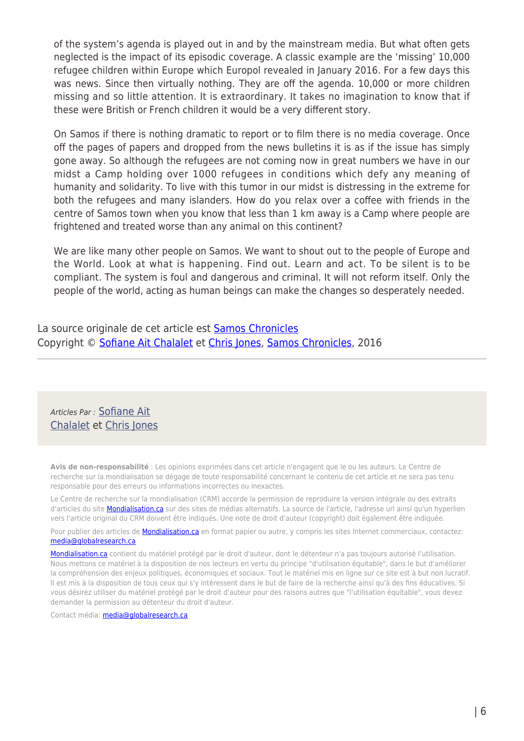of the system's agenda is played out in and by the mainstream media. But what often gets neglected is the impact of its episodic coverage. A classic example are the 'missing' 10,000 refugee children within Europe which Europol revealed in January 2016. For a few days this was news. Since then virtually nothing. They are off the agenda. 10,000 or more children missing and so little attention. It is extraordinary. It takes no imagination to know that if these were British or French children it would be a very different story.

On Samos if there is nothing dramatic to report or to film there is no media coverage. Once off the pages of papers and dropped from the news bulletins it is as if the issue has simply gone away. So although the refugees are not coming now in great numbers we have in our midst a Camp holding over 1000 refugees in conditions which defy any meaning of humanity and solidarity. To live with this tumor in our midst is distressing in the extreme for both the refugees and many islanders. How do you relax over a coffee with friends in the centre of Samos town when you know that less than 1 km away is a Camp where people are frightened and treated worse than any animal on this continent?

We are like many other people on Samos. We want to shout out to the people of Europe and the World. Look at what is happening. Find out. Learn and act. To be silent is to be compliant. The system is foul and dangerous and criminal. It will not reform itself. Only the people of the world, acting as human beings can make the changes so desperately needed.

La source originale de cet article est Samos Chronicles
Copyright © Sofiane Ait Chalalet et Chris Jones, Samos Chronicles, 2016

---

*Articles Par :* Sofiane Ait Chalalet et Chris Jones

**Avis de non-responsabilité** : Les opinions exprimées dans cet article n'engagent que le ou les auteurs. Le Centre de recherche sur la mondialisation se dégage de toute responsabilité concernant le contenu de cet article et ne sera pas tenu responsable pour des erreurs ou informations incorrectes ou inexactes.

Le Centre de recherche sur la mondialisation (CRM) accorde la permission de reproduire la version intégrale ou des extraits d'articles du site Mondialisation.ca sur des sites de médias alternatifs. La source de l'article, l'adresse url ainsi qu'un hyperlien vers l'article original du CRM doivent être indiqués. Une note de droit d'auteur (copyright) doit également être indiquée.

Pour publier des articles de Mondialisation.ca en format papier ou autre, y compris les sites Internet commerciaux, contactez: media@globalresearch.ca

Mondialisation.ca contient du matériel protégé par le droit d'auteur, dont le détenteur n'a pas toujours autorisé l'utilisation. Nous mettons ce matériel à la disposition de nos lecteurs en vertu du principe "d'utilisation équitable", dans le but d'améliorer la compréhension des enjeux politiques, économiques et sociaux. Tout le matériel mis en ligne sur ce site est à but non lucratif. Il est mis à la disposition de tous ceux qui s'y intéressent dans le but de faire de la recherche ainsi qu'à des fins éducatives. Si vous désirez utiliser du matériel protégé par le droit d'auteur pour des raisons autres que "l'utilisation équitable", vous devez demander la permission au détenteur du droit d'auteur.

Contact média: media@globalresearch.ca